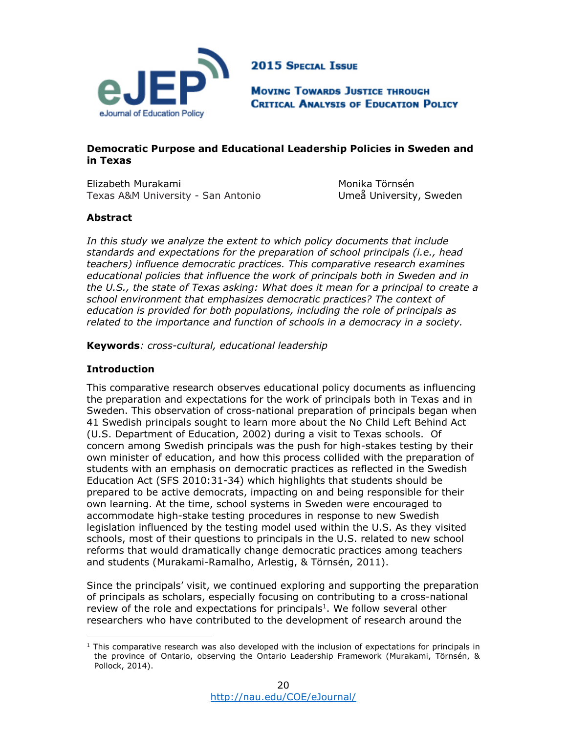# Democratic Purpose and Educational Leadership Policies in Sweden and in Texas

Elizabeth Murakami
Texas A&M University - San Antonio

Monika Törnsén
Umeå University, Sweden

## Abstract

*In this study we analyze the extent to which policy documents that include standards and expectations for the preparation of school principals (i.e., head teachers) influence democratic practices. This comparative research examines educational policies that influence the work of principals both in Sweden and in the U.S., the state of Texas asking: What does it mean for a principal to create a school environment that emphasizes democratic practices? The context of education is provided for both populations, including the role of principals as related to the importance and function of schools in a democracy in a society.*

**Keywords***: cross-cultural, educational leadership*

## Introduction

This comparative research observes educational policy documents as influencing the preparation and expectations for the work of principals both in Texas and in Sweden. This observation of cross-national preparation of principals began when 41 Swedish principals sought to learn more about the No Child Left Behind Act (U.S. Department of Education, 2002) during a visit to Texas schools. Of concern among Swedish principals was the push for high-stakes testing by their own minister of education, and how this process collided with the preparation of students with an emphasis on democratic practices as reflected in the Swedish Education Act (SFS 2010:31-34) which highlights that students should be prepared to be active democrats, impacting on and being responsible for their own learning. At the time, school systems in Sweden were encouraged to accommodate high-stake testing procedures in response to new Swedish legislation influenced by the testing model used within the U.S. As they visited schools, most of their questions to principals in the U.S. related to new school reforms that would dramatically change democratic practices among teachers and students (Murakami-Ramalho, Arlestig, & Törnsén, 2011).

Since the principals' visit, we continued exploring and supporting the preparation of principals as scholars, especially focusing on contributing to a cross-national review of the role and expectations for principals[1]. We follow several other researchers who have contributed to the development of research around the

[1] This comparative research was also developed with the inclusion of expectations for principals in the province of Ontario, observing the Ontario Leadership Framework (Murakami, Törnsén, & Pollock, 2014).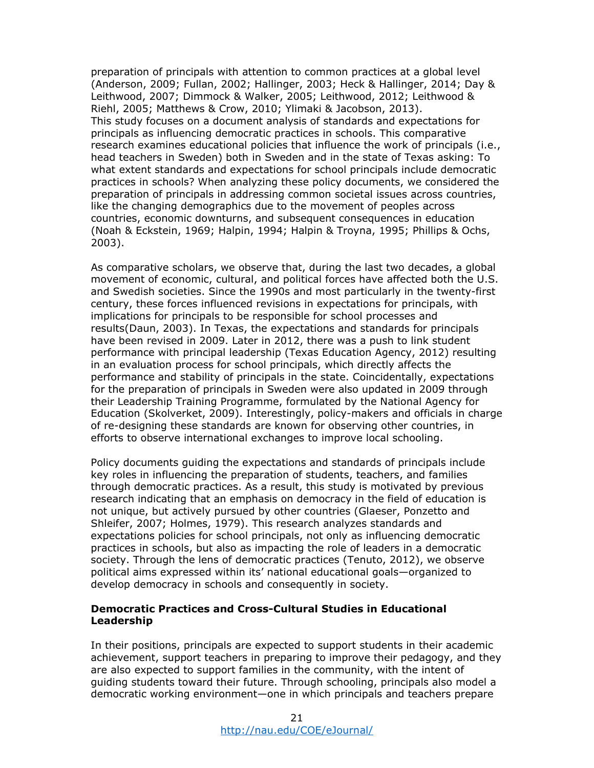preparation of principals with attention to common practices at a global level (Anderson, 2009; Fullan, 2002; Hallinger, 2003; Heck & Hallinger, 2014; Day & Leithwood, 2007; Dimmock & Walker, 2005; Leithwood, 2012; Leithwood & Riehl, 2005; Matthews & Crow, 2010; Ylimaki & Jacobson, 2013).
This study focuses on a document analysis of standards and expectations for principals as influencing democratic practices in schools. This comparative research examines educational policies that influence the work of principals (i.e., head teachers in Sweden) both in Sweden and in the state of Texas asking: To what extent standards and expectations for school principals include democratic practices in schools? When analyzing these policy documents, we considered the preparation of principals in addressing common societal issues across countries, like the changing demographics due to the movement of peoples across countries, economic downturns, and subsequent consequences in education (Noah & Eckstein, 1969; Halpin, 1994; Halpin & Troyna, 1995; Phillips & Ochs, 2003).

As comparative scholars, we observe that, during the last two decades, a global movement of economic, cultural, and political forces have affected both the U.S. and Swedish societies. Since the 1990s and most particularly in the twenty-first century, these forces influenced revisions in expectations for principals, with implications for principals to be responsible for school processes and results(Daun, 2003). In Texas, the expectations and standards for principals have been revised in 2009. Later in 2012, there was a push to link student performance with principal leadership (Texas Education Agency, 2012) resulting in an evaluation process for school principals, which directly affects the performance and stability of principals in the state. Coincidentally, expectations for the preparation of principals in Sweden were also updated in 2009 through their Leadership Training Programme, formulated by the National Agency for Education (Skolverket, 2009). Interestingly, policy-makers and officials in charge of re-designing these standards are known for observing other countries, in efforts to observe international exchanges to improve local schooling.

Policy documents guiding the expectations and standards of principals include key roles in influencing the preparation of students, teachers, and families through democratic practices. As a result, this study is motivated by previous research indicating that an emphasis on democracy in the field of education is not unique, but actively pursued by other countries (Glaeser, Ponzetto and Shleifer, 2007; Holmes, 1979). This research analyzes standards and expectations policies for school principals, not only as influencing democratic practices in schools, but also as impacting the role of leaders in a democratic society. Through the lens of democratic practices (Tenuto, 2012), we observe political aims expressed within its' national educational goals—organized to develop democracy in schools and consequently in society.

## Democratic Practices and Cross-Cultural Studies in Educational Leadership

In their positions, principals are expected to support students in their academic achievement, support teachers in preparing to improve their pedagogy, and they are also expected to support families in the community, with the intent of guiding students toward their future. Through schooling, principals also model a democratic working environment—one in which principals and teachers prepare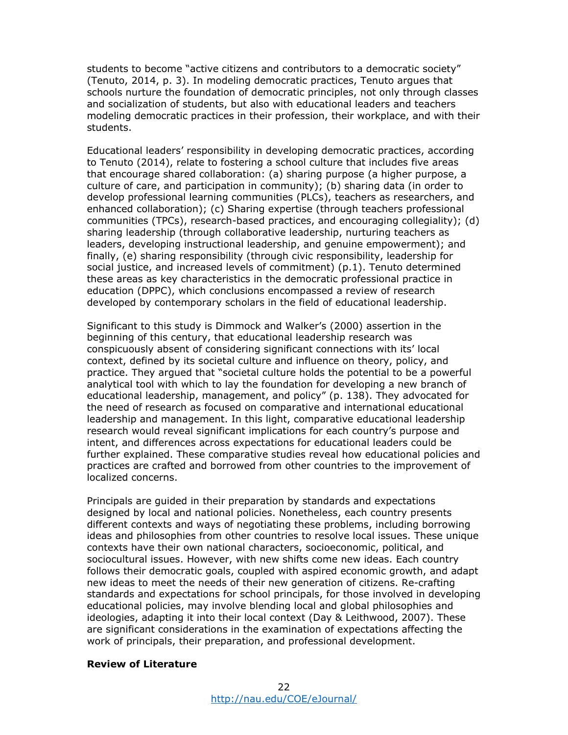students to become "active citizens and contributors to a democratic society" (Tenuto, 2014, p. 3). In modeling democratic practices, Tenuto argues that schools nurture the foundation of democratic principles, not only through classes and socialization of students, but also with educational leaders and teachers modeling democratic practices in their profession, their workplace, and with their students.

Educational leaders' responsibility in developing democratic practices, according to Tenuto (2014), relate to fostering a school culture that includes five areas that encourage shared collaboration: (a) sharing purpose (a higher purpose, a culture of care, and participation in community); (b) sharing data (in order to develop professional learning communities (PLCs), teachers as researchers, and enhanced collaboration); (c) Sharing expertise (through teachers professional communities (TPCs), research-based practices, and encouraging collegiality); (d) sharing leadership (through collaborative leadership, nurturing teachers as leaders, developing instructional leadership, and genuine empowerment); and finally, (e) sharing responsibility (through civic responsibility, leadership for social justice, and increased levels of commitment) (p.1). Tenuto determined these areas as key characteristics in the democratic professional practice in education (DPPC), which conclusions encompassed a review of research developed by contemporary scholars in the field of educational leadership.

Significant to this study is Dimmock and Walker's (2000) assertion in the beginning of this century, that educational leadership research was conspicuously absent of considering significant connections with its' local context, defined by its societal culture and influence on theory, policy, and practice. They argued that "societal culture holds the potential to be a powerful analytical tool with which to lay the foundation for developing a new branch of educational leadership, management, and policy" (p. 138). They advocated for the need of research as focused on comparative and international educational leadership and management. In this light, comparative educational leadership research would reveal significant implications for each country's purpose and intent, and differences across expectations for educational leaders could be further explained. These comparative studies reveal how educational policies and practices are crafted and borrowed from other countries to the improvement of localized concerns.

Principals are guided in their preparation by standards and expectations designed by local and national policies. Nonetheless, each country presents different contexts and ways of negotiating these problems, including borrowing ideas and philosophies from other countries to resolve local issues. These unique contexts have their own national characters, socioeconomic, political, and sociocultural issues. However, with new shifts come new ideas. Each country follows their democratic goals, coupled with aspired economic growth, and adapt new ideas to meet the needs of their new generation of citizens. Re-crafting standards and expectations for school principals, for those involved in developing educational policies, may involve blending local and global philosophies and ideologies, adapting it into their local context (Day & Leithwood, 2007). These are significant considerations in the examination of expectations affecting the work of principals, their preparation, and professional development.

**Review of Literature**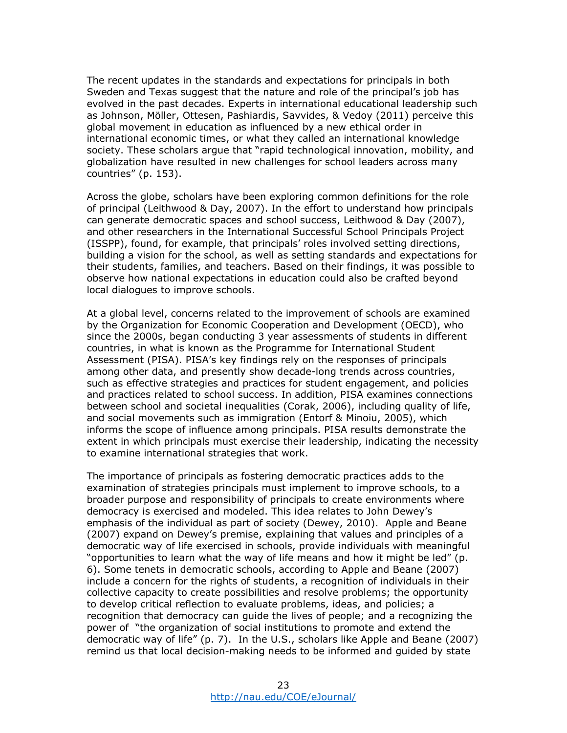The recent updates in the standards and expectations for principals in both Sweden and Texas suggest that the nature and role of the principal's job has evolved in the past decades. Experts in international educational leadership such as Johnson, Möller, Ottesen, Pashiardis, Savvides, & Vedoy (2011) perceive this global movement in education as influenced by a new ethical order in international economic times, or what they called an international knowledge society. These scholars argue that "rapid technological innovation, mobility, and globalization have resulted in new challenges for school leaders across many countries" (p. 153).

Across the globe, scholars have been exploring common definitions for the role of principal (Leithwood & Day, 2007). In the effort to understand how principals can generate democratic spaces and school success, Leithwood & Day (2007), and other researchers in the International Successful School Principals Project (ISSPP), found, for example, that principals' roles involved setting directions, building a vision for the school, as well as setting standards and expectations for their students, families, and teachers. Based on their findings, it was possible to observe how national expectations in education could also be crafted beyond local dialogues to improve schools.

At a global level, concerns related to the improvement of schools are examined by the Organization for Economic Cooperation and Development (OECD), who since the 2000s, began conducting 3 year assessments of students in different countries, in what is known as the Programme for International Student Assessment (PISA). PISA's key findings rely on the responses of principals among other data, and presently show decade-long trends across countries, such as effective strategies and practices for student engagement, and policies and practices related to school success. In addition, PISA examines connections between school and societal inequalities (Corak, 2006), including quality of life, and social movements such as immigration (Entorf & Minoiu, 2005), which informs the scope of influence among principals. PISA results demonstrate the extent in which principals must exercise their leadership, indicating the necessity to examine international strategies that work.

The importance of principals as fostering democratic practices adds to the examination of strategies principals must implement to improve schools, to a broader purpose and responsibility of principals to create environments where democracy is exercised and modeled. This idea relates to John Dewey's emphasis of the individual as part of society (Dewey, 2010). Apple and Beane (2007) expand on Dewey's premise, explaining that values and principles of a democratic way of life exercised in schools, provide individuals with meaningful "opportunities to learn what the way of life means and how it might be led" (p. 6). Some tenets in democratic schools, according to Apple and Beane (2007) include a concern for the rights of students, a recognition of individuals in their collective capacity to create possibilities and resolve problems; the opportunity to develop critical reflection to evaluate problems, ideas, and policies; a recognition that democracy can guide the lives of people; and a recognizing the power of "the organization of social institutions to promote and extend the democratic way of life" (p. 7). In the U.S., scholars like Apple and Beane (2007) remind us that local decision-making needs to be informed and guided by state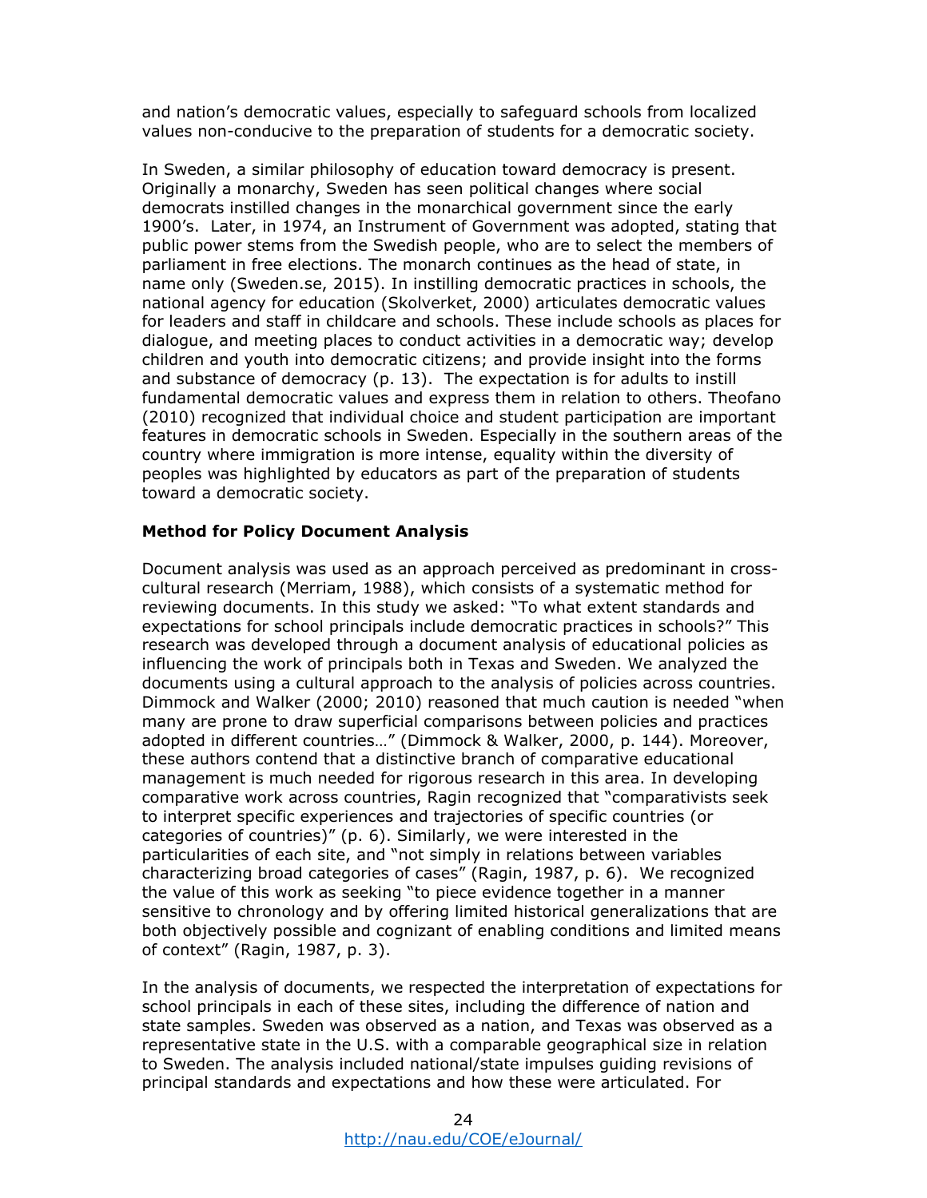and nation's democratic values, especially to safeguard schools from localized values non-conducive to the preparation of students for a democratic society.

In Sweden, a similar philosophy of education toward democracy is present. Originally a monarchy, Sweden has seen political changes where social democrats instilled changes in the monarchical government since the early 1900's. Later, in 1974, an Instrument of Government was adopted, stating that public power stems from the Swedish people, who are to select the members of parliament in free elections. The monarch continues as the head of state, in name only (Sweden.se, 2015). In instilling democratic practices in schools, the national agency for education (Skolverket, 2000) articulates democratic values for leaders and staff in childcare and schools. These include schools as places for dialogue, and meeting places to conduct activities in a democratic way; develop children and youth into democratic citizens; and provide insight into the forms and substance of democracy (p. 13). The expectation is for adults to instill fundamental democratic values and express them in relation to others. Theofano (2010) recognized that individual choice and student participation are important features in democratic schools in Sweden. Especially in the southern areas of the country where immigration is more intense, equality within the diversity of peoples was highlighted by educators as part of the preparation of students toward a democratic society.

## Method for Policy Document Analysis

Document analysis was used as an approach perceived as predominant in cross-cultural research (Merriam, 1988), which consists of a systematic method for reviewing documents. In this study we asked: "To what extent standards and expectations for school principals include democratic practices in schools?" This research was developed through a document analysis of educational policies as influencing the work of principals both in Texas and Sweden. We analyzed the documents using a cultural approach to the analysis of policies across countries. Dimmock and Walker (2000; 2010) reasoned that much caution is needed "when many are prone to draw superficial comparisons between policies and practices adopted in different countries…" (Dimmock & Walker, 2000, p. 144). Moreover, these authors contend that a distinctive branch of comparative educational management is much needed for rigorous research in this area. In developing comparative work across countries, Ragin recognized that "comparativists seek to interpret specific experiences and trajectories of specific countries (or categories of countries)" (p. 6). Similarly, we were interested in the particularities of each site, and "not simply in relations between variables characterizing broad categories of cases" (Ragin, 1987, p. 6). We recognized the value of this work as seeking "to piece evidence together in a manner sensitive to chronology and by offering limited historical generalizations that are both objectively possible and cognizant of enabling conditions and limited means of context" (Ragin, 1987, p. 3).

In the analysis of documents, we respected the interpretation of expectations for school principals in each of these sites, including the difference of nation and state samples. Sweden was observed as a nation, and Texas was observed as a representative state in the U.S. with a comparable geographical size in relation to Sweden. The analysis included national/state impulses guiding revisions of principal standards and expectations and how these were articulated. For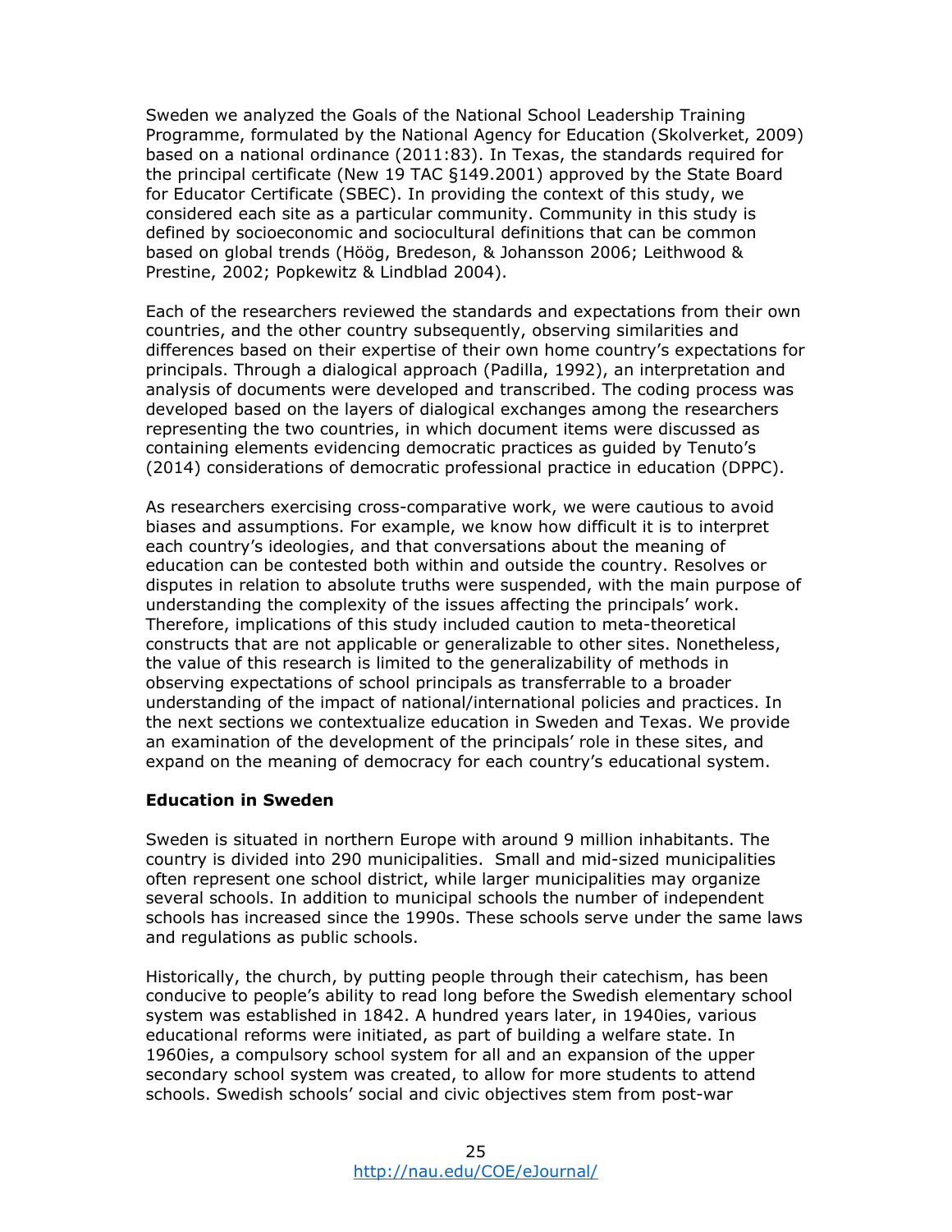Sweden we analyzed the Goals of the National School Leadership Training Programme, formulated by the National Agency for Education (Skolverket, 2009) based on a national ordinance (2011:83). In Texas, the standards required for the principal certificate (New 19 TAC §149.2001) approved by the State Board for Educator Certificate (SBEC). In providing the context of this study, we considered each site as a particular community. Community in this study is defined by socioeconomic and sociocultural definitions that can be common based on global trends (Höög, Bredeson, & Johansson 2006; Leithwood & Prestine, 2002; Popkewitz & Lindblad 2004).

Each of the researchers reviewed the standards and expectations from their own countries, and the other country subsequently, observing similarities and differences based on their expertise of their own home country's expectations for principals. Through a dialogical approach (Padilla, 1992), an interpretation and analysis of documents were developed and transcribed. The coding process was developed based on the layers of dialogical exchanges among the researchers representing the two countries, in which document items were discussed as containing elements evidencing democratic practices as guided by Tenuto's (2014) considerations of democratic professional practice in education (DPPC).

As researchers exercising cross-comparative work, we were cautious to avoid biases and assumptions. For example, we know how difficult it is to interpret each country's ideologies, and that conversations about the meaning of education can be contested both within and outside the country. Resolves or disputes in relation to absolute truths were suspended, with the main purpose of understanding the complexity of the issues affecting the principals' work. Therefore, implications of this study included caution to meta-theoretical constructs that are not applicable or generalizable to other sites. Nonetheless, the value of this research is limited to the generalizability of methods in observing expectations of school principals as transferrable to a broader understanding of the impact of national/international policies and practices. In the next sections we contextualize education in Sweden and Texas. We provide an examination of the development of the principals' role in these sites, and expand on the meaning of democracy for each country's educational system.

## Education in Sweden

Sweden is situated in northern Europe with around 9 million inhabitants. The country is divided into 290 municipalities. Small and mid-sized municipalities often represent one school district, while larger municipalities may organize several schools. In addition to municipal schools the number of independent schools has increased since the 1990s. These schools serve under the same laws and regulations as public schools.

Historically, the church, by putting people through their catechism, has been conducive to people's ability to read long before the Swedish elementary school system was established in 1842. A hundred years later, in 1940ies, various educational reforms were initiated, as part of building a welfare state. In 1960ies, a compulsory school system for all and an expansion of the upper secondary school system was created, to allow for more students to attend schools. Swedish schools' social and civic objectives stem from post-war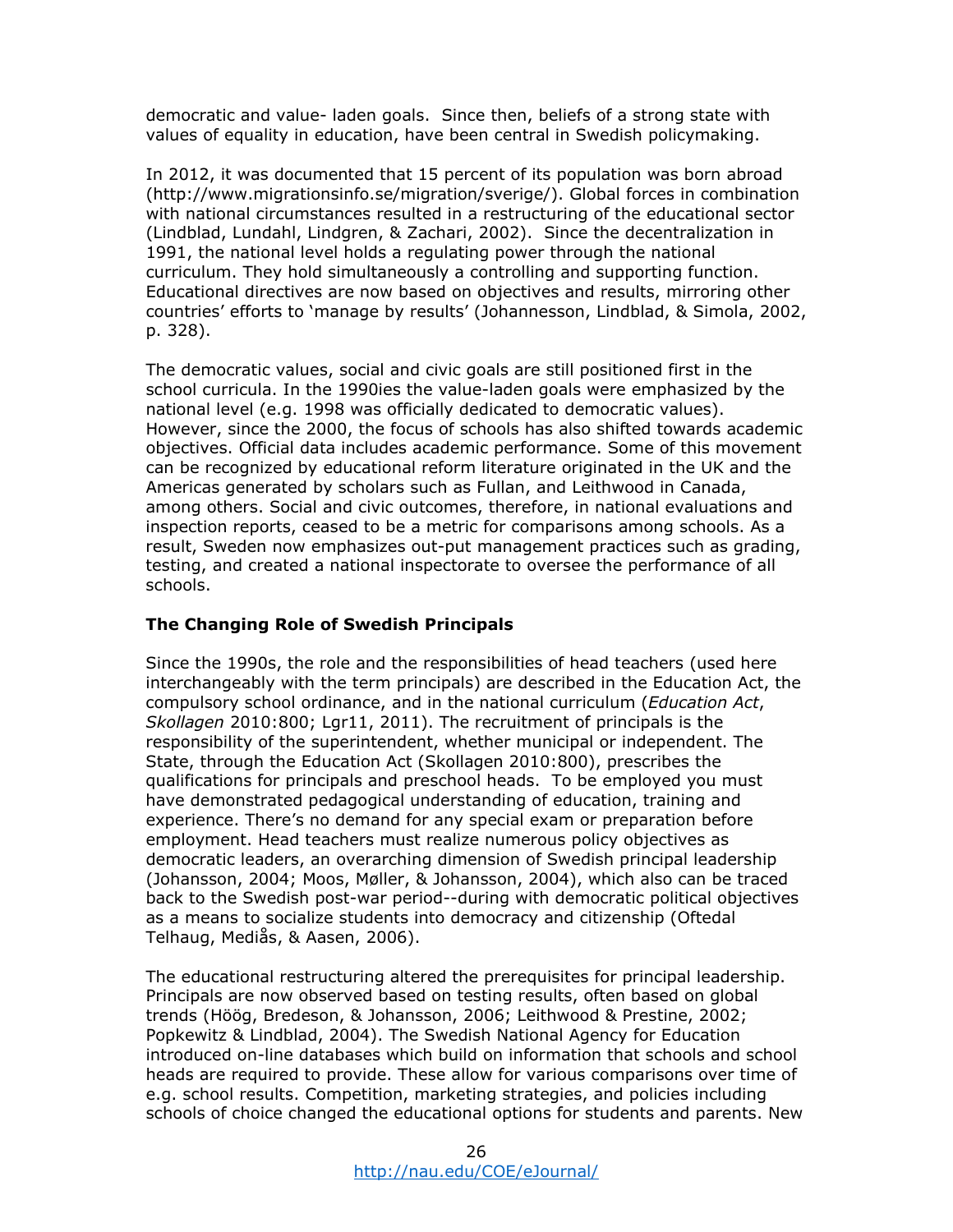democratic and value- laden goals. Since then, beliefs of a strong state with values of equality in education, have been central in Swedish policymaking.

In 2012, it was documented that 15 percent of its population was born abroad (http://www.migrationsinfo.se/migration/sverige/). Global forces in combination with national circumstances resulted in a restructuring of the educational sector (Lindblad, Lundahl, Lindgren, & Zachari, 2002). Since the decentralization in 1991, the national level holds a regulating power through the national curriculum. They hold simultaneously a controlling and supporting function. Educational directives are now based on objectives and results, mirroring other countries' efforts to 'manage by results' (Johannesson, Lindblad, & Simola, 2002, p. 328).

The democratic values, social and civic goals are still positioned first in the school curricula. In the 1990ies the value-laden goals were emphasized by the national level (e.g. 1998 was officially dedicated to democratic values). However, since the 2000, the focus of schools has also shifted towards academic objectives. Official data includes academic performance. Some of this movement can be recognized by educational reform literature originated in the UK and the Americas generated by scholars such as Fullan, and Leithwood in Canada, among others. Social and civic outcomes, therefore, in national evaluations and inspection reports, ceased to be a metric for comparisons among schools. As a result, Sweden now emphasizes out-put management practices such as grading, testing, and created a national inspectorate to oversee the performance of all schools.

## The Changing Role of Swedish Principals

Since the 1990s, the role and the responsibilities of head teachers (used here interchangeably with the term principals) are described in the Education Act, the compulsory school ordinance, and in the national curriculum (*Education Act*, *Skollagen* 2010:800; Lgr11, 2011). The recruitment of principals is the responsibility of the superintendent, whether municipal or independent. The State, through the Education Act (Skollagen 2010:800), prescribes the qualifications for principals and preschool heads. To be employed you must have demonstrated pedagogical understanding of education, training and experience. There's no demand for any special exam or preparation before employment. Head teachers must realize numerous policy objectives as democratic leaders, an overarching dimension of Swedish principal leadership (Johansson, 2004; Moos, Møller, & Johansson, 2004), which also can be traced back to the Swedish post-war period--during with democratic political objectives as a means to socialize students into democracy and citizenship (Oftedal Telhaug, Mediås, & Aasen, 2006).

The educational restructuring altered the prerequisites for principal leadership. Principals are now observed based on testing results, often based on global trends (Höög, Bredeson, & Johansson, 2006; Leithwood & Prestine, 2002; Popkewitz & Lindblad, 2004). The Swedish National Agency for Education introduced on-line databases which build on information that schools and school heads are required to provide. These allow for various comparisons over time of e.g. school results. Competition, marketing strategies, and policies including schools of choice changed the educational options for students and parents. New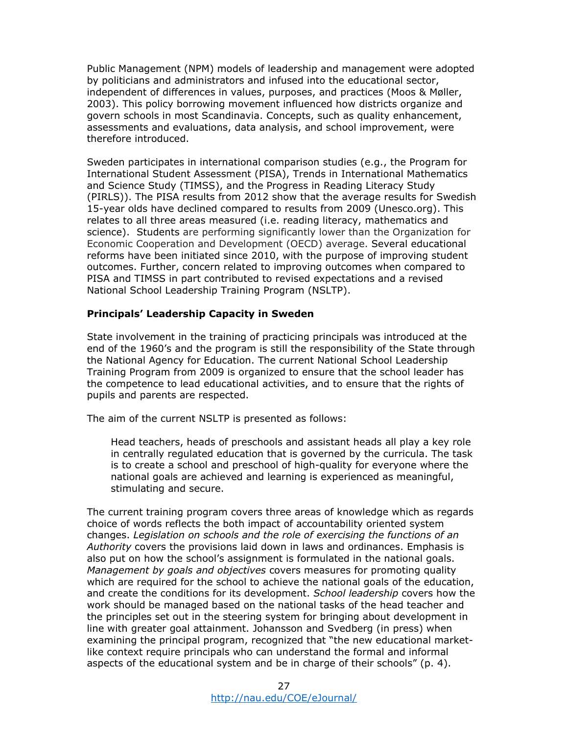Public Management (NPM) models of leadership and management were adopted by politicians and administrators and infused into the educational sector, independent of differences in values, purposes, and practices (Moos & Møller, 2003). This policy borrowing movement influenced how districts organize and govern schools in most Scandinavia. Concepts, such as quality enhancement, assessments and evaluations, data analysis, and school improvement, were therefore introduced.

Sweden participates in international comparison studies (e.g., the Program for International Student Assessment (PISA), Trends in International Mathematics and Science Study (TIMSS), and the Progress in Reading Literacy Study (PIRLS)). The PISA results from 2012 show that the average results for Swedish 15-year olds have declined compared to results from 2009 (Unesco.org). This relates to all three areas measured (i.e. reading literacy, mathematics and science). Students are performing significantly lower than the Organization for Economic Cooperation and Development (OECD) average. Several educational reforms have been initiated since 2010, with the purpose of improving student outcomes. Further, concern related to improving outcomes when compared to PISA and TIMSS in part contributed to revised expectations and a revised National School Leadership Training Program (NSLTP).

**Principals' Leadership Capacity in Sweden**

State involvement in the training of practicing principals was introduced at the end of the 1960's and the program is still the responsibility of the State through the National Agency for Education. The current National School Leadership Training Program from 2009 is organized to ensure that the school leader has the competence to lead educational activities, and to ensure that the rights of pupils and parents are respected.

The aim of the current NSLTP is presented as follows:

> Head teachers, heads of preschools and assistant heads all play a key role in centrally regulated education that is governed by the curricula. The task is to create a school and preschool of high-quality for everyone where the national goals are achieved and learning is experienced as meaningful, stimulating and secure.

The current training program covers three areas of knowledge which as regards choice of words reflects the both impact of accountability oriented system changes. *Legislation on schools and the role of exercising the functions of an Authority* covers the provisions laid down in laws and ordinances. Emphasis is also put on how the school's assignment is formulated in the national goals. *Management by goals and objectives* covers measures for promoting quality which are required for the school to achieve the national goals of the education, and create the conditions for its development. *School leadership* covers how the work should be managed based on the national tasks of the head teacher and the principles set out in the steering system for bringing about development in line with greater goal attainment. Johansson and Svedberg (in press) when examining the principal program, recognized that "the new educational market-like context require principals who can understand the formal and informal aspects of the educational system and be in charge of their schools" (p. 4).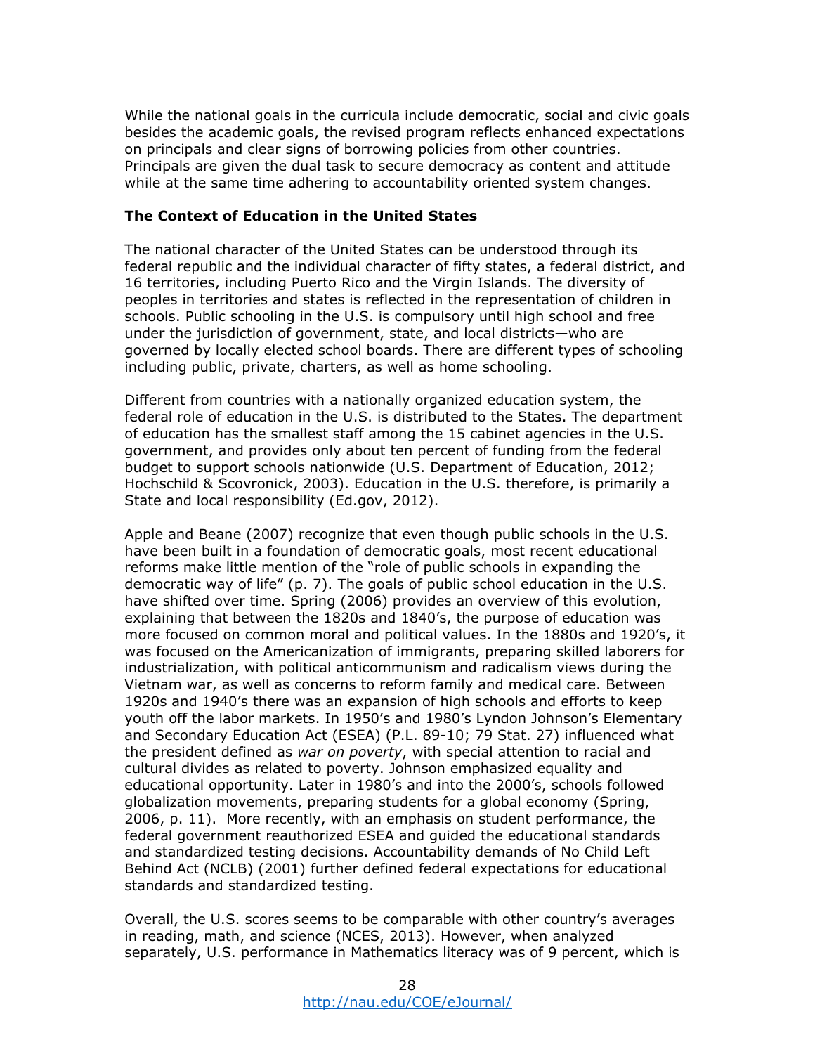While the national goals in the curricula include democratic, social and civic goals besides the academic goals, the revised program reflects enhanced expectations on principals and clear signs of borrowing policies from other countries. Principals are given the dual task to secure democracy as content and attitude while at the same time adhering to accountability oriented system changes.

**The Context of Education in the United States**

The national character of the United States can be understood through its federal republic and the individual character of fifty states, a federal district, and 16 territories, including Puerto Rico and the Virgin Islands. The diversity of peoples in territories and states is reflected in the representation of children in schools. Public schooling in the U.S. is compulsory until high school and free under the jurisdiction of government, state, and local districts—who are governed by locally elected school boards. There are different types of schooling including public, private, charters, as well as home schooling.

Different from countries with a nationally organized education system, the federal role of education in the U.S. is distributed to the States. The department of education has the smallest staff among the 15 cabinet agencies in the U.S. government, and provides only about ten percent of funding from the federal budget to support schools nationwide (U.S. Department of Education, 2012; Hochschild & Scovronick, 2003). Education in the U.S. therefore, is primarily a State and local responsibility (Ed.gov, 2012).

Apple and Beane (2007) recognize that even though public schools in the U.S. have been built in a foundation of democratic goals, most recent educational reforms make little mention of the "role of public schools in expanding the democratic way of life" (p. 7). The goals of public school education in the U.S. have shifted over time. Spring (2006) provides an overview of this evolution, explaining that between the 1820s and 1840's, the purpose of education was more focused on common moral and political values. In the 1880s and 1920's, it was focused on the Americanization of immigrants, preparing skilled laborers for industrialization, with political anticommunism and radicalism views during the Vietnam war, as well as concerns to reform family and medical care. Between 1920s and 1940's there was an expansion of high schools and efforts to keep youth off the labor markets. In 1950's and 1980's Lyndon Johnson's Elementary and Secondary Education Act (ESEA) (P.L. 89-10; 79 Stat. 27) influenced what the president defined as *war on poverty*, with special attention to racial and cultural divides as related to poverty. Johnson emphasized equality and educational opportunity. Later in 1980's and into the 2000's, schools followed globalization movements, preparing students for a global economy (Spring, 2006, p. 11). More recently, with an emphasis on student performance, the federal government reauthorized ESEA and guided the educational standards and standardized testing decisions. Accountability demands of No Child Left Behind Act (NCLB) (2001) further defined federal expectations for educational standards and standardized testing.

Overall, the U.S. scores seems to be comparable with other country's averages in reading, math, and science (NCES, 2013). However, when analyzed separately, U.S. performance in Mathematics literacy was of 9 percent, which is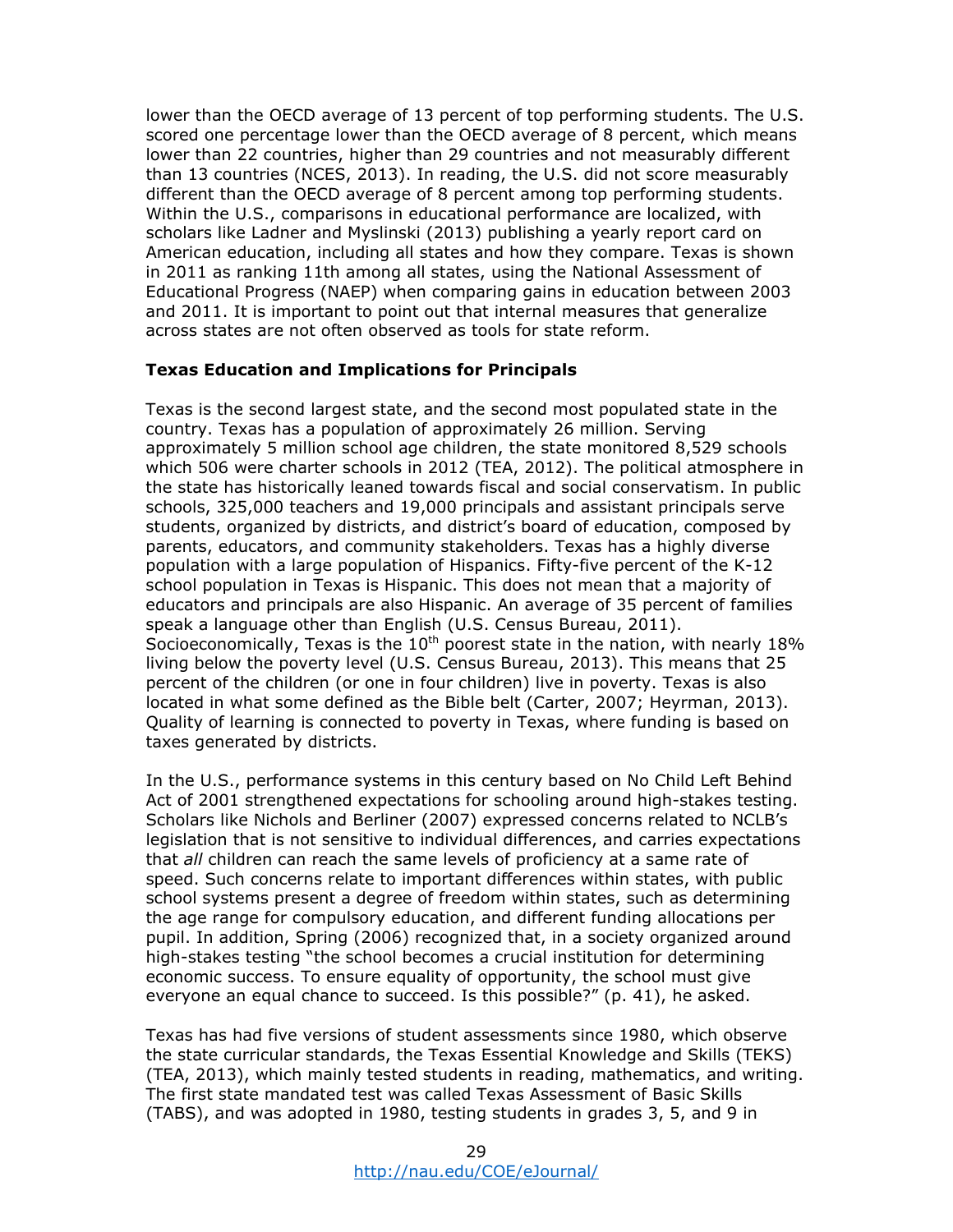lower than the OECD average of 13 percent of top performing students. The U.S. scored one percentage lower than the OECD average of 8 percent, which means lower than 22 countries, higher than 29 countries and not measurably different than 13 countries (NCES, 2013). In reading, the U.S. did not score measurably different than the OECD average of 8 percent among top performing students. Within the U.S., comparisons in educational performance are localized, with scholars like Ladner and Myslinski (2013) publishing a yearly report card on American education, including all states and how they compare. Texas is shown in 2011 as ranking 11th among all states, using the National Assessment of Educational Progress (NAEP) when comparing gains in education between 2003 and 2011. It is important to point out that internal measures that generalize across states are not often observed as tools for state reform.

**Texas Education and Implications for Principals**

Texas is the second largest state, and the second most populated state in the country. Texas has a population of approximately 26 million. Serving approximately 5 million school age children, the state monitored 8,529 schools which 506 were charter schools in 2012 (TEA, 2012). The political atmosphere in the state has historically leaned towards fiscal and social conservatism. In public schools, 325,000 teachers and 19,000 principals and assistant principals serve students, organized by districts, and district's board of education, composed by parents, educators, and community stakeholders. Texas has a highly diverse population with a large population of Hispanics. Fifty-five percent of the K-12 school population in Texas is Hispanic. This does not mean that a majority of educators and principals are also Hispanic. An average of 35 percent of families speak a language other than English (U.S. Census Bureau, 2011). Socioeconomically, Texas is the 10th poorest state in the nation, with nearly 18% living below the poverty level (U.S. Census Bureau, 2013). This means that 25 percent of the children (or one in four children) live in poverty. Texas is also located in what some defined as the Bible belt (Carter, 2007; Heyrman, 2013). Quality of learning is connected to poverty in Texas, where funding is based on taxes generated by districts.

In the U.S., performance systems in this century based on No Child Left Behind Act of 2001 strengthened expectations for schooling around high-stakes testing. Scholars like Nichols and Berliner (2007) expressed concerns related to NCLB's legislation that is not sensitive to individual differences, and carries expectations that *all* children can reach the same levels of proficiency at a same rate of speed. Such concerns relate to important differences within states, with public school systems present a degree of freedom within states, such as determining the age range for compulsory education, and different funding allocations per pupil. In addition, Spring (2006) recognized that, in a society organized around high-stakes testing "the school becomes a crucial institution for determining economic success. To ensure equality of opportunity, the school must give everyone an equal chance to succeed. Is this possible?" (p. 41), he asked.

Texas has had five versions of student assessments since 1980, which observe the state curricular standards, the Texas Essential Knowledge and Skills (TEKS) (TEA, 2013), which mainly tested students in reading, mathematics, and writing. The first state mandated test was called Texas Assessment of Basic Skills (TABS), and was adopted in 1980, testing students in grades 3, 5, and 9 in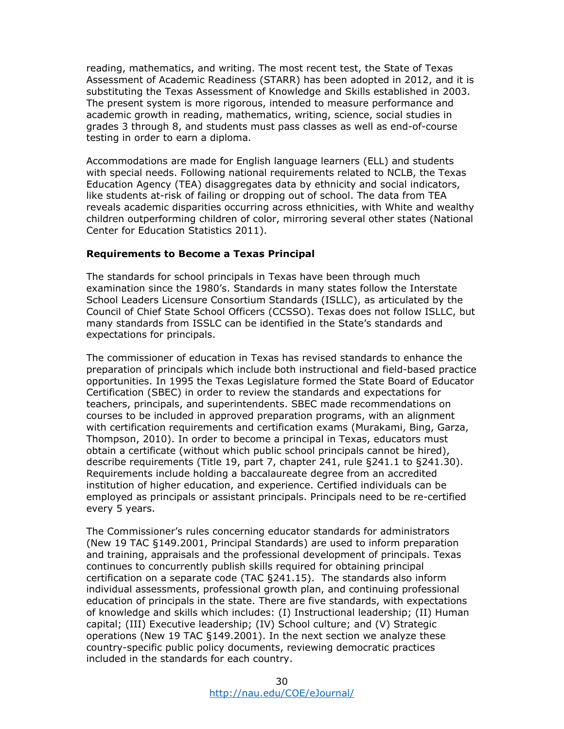reading, mathematics, and writing. The most recent test, the State of Texas Assessment of Academic Readiness (STARR) has been adopted in 2012, and it is substituting the Texas Assessment of Knowledge and Skills established in 2003. The present system is more rigorous, intended to measure performance and academic growth in reading, mathematics, writing, science, social studies in grades 3 through 8, and students must pass classes as well as end-of-course testing in order to earn a diploma.

Accommodations are made for English language learners (ELL) and students with special needs. Following national requirements related to NCLB, the Texas Education Agency (TEA) disaggregates data by ethnicity and social indicators, like students at-risk of failing or dropping out of school. The data from TEA reveals academic disparities occurring across ethnicities, with White and wealthy children outperforming children of color, mirroring several other states (National Center for Education Statistics 2011).

**Requirements to Become a Texas Principal**

The standards for school principals in Texas have been through much examination since the 1980's. Standards in many states follow the Interstate School Leaders Licensure Consortium Standards (ISLLC), as articulated by the Council of Chief State School Officers (CCSSO). Texas does not follow ISLLC, but many standards from ISSLC can be identified in the State's standards and expectations for principals.

The commissioner of education in Texas has revised standards to enhance the preparation of principals which include both instructional and field-based practice opportunities. In 1995 the Texas Legislature formed the State Board of Educator Certification (SBEC) in order to review the standards and expectations for teachers, principals, and superintendents. SBEC made recommendations on courses to be included in approved preparation programs, with an alignment with certification requirements and certification exams (Murakami, Bing, Garza, Thompson, 2010). In order to become a principal in Texas, educators must obtain a certificate (without which public school principals cannot be hired), describe requirements (Title 19, part 7, chapter 241, rule §241.1 to §241.30). Requirements include holding a baccalaureate degree from an accredited institution of higher education, and experience. Certified individuals can be employed as principals or assistant principals. Principals need to be re-certified every 5 years.

The Commissioner's rules concerning educator standards for administrators (New 19 TAC §149.2001, Principal Standards) are used to inform preparation and training, appraisals and the professional development of principals. Texas continues to concurrently publish skills required for obtaining principal certification on a separate code (TAC §241.15). The standards also inform individual assessments, professional growth plan, and continuing professional education of principals in the state. There are five standards, with expectations of knowledge and skills which includes: (I) Instructional leadership; (II) Human capital; (III) Executive leadership; (IV) School culture; and (V) Strategic operations (New 19 TAC §149.2001). In the next section we analyze these country-specific public policy documents, reviewing democratic practices included in the standards for each country.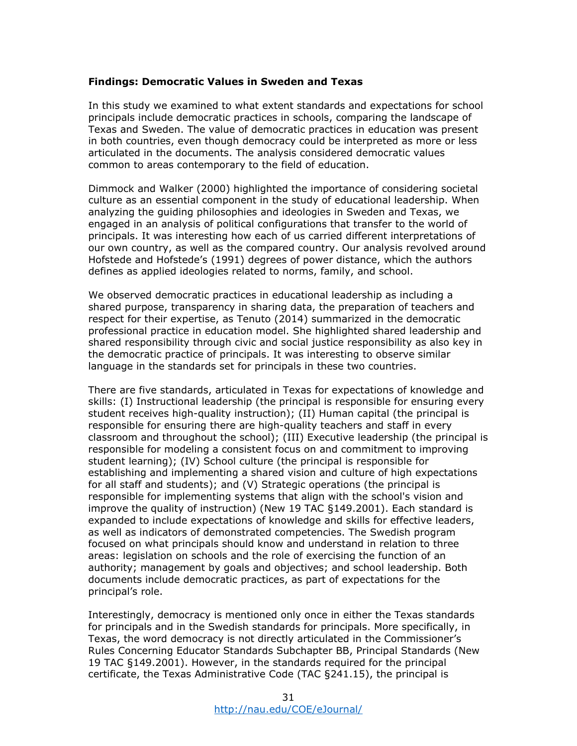**Findings: Democratic Values in Sweden and Texas**

In this study we examined to what extent standards and expectations for school principals include democratic practices in schools, comparing the landscape of Texas and Sweden. The value of democratic practices in education was present in both countries, even though democracy could be interpreted as more or less articulated in the documents. The analysis considered democratic values common to areas contemporary to the field of education.

Dimmock and Walker (2000) highlighted the importance of considering societal culture as an essential component in the study of educational leadership. When analyzing the guiding philosophies and ideologies in Sweden and Texas, we engaged in an analysis of political configurations that transfer to the world of principals. It was interesting how each of us carried different interpretations of our own country, as well as the compared country. Our analysis revolved around Hofstede and Hofstede's (1991) degrees of power distance, which the authors defines as applied ideologies related to norms, family, and school.

We observed democratic practices in educational leadership as including a shared purpose, transparency in sharing data, the preparation of teachers and respect for their expertise, as Tenuto (2014) summarized in the democratic professional practice in education model. She highlighted shared leadership and shared responsibility through civic and social justice responsibility as also key in the democratic practice of principals. It was interesting to observe similar language in the standards set for principals in these two countries.

There are five standards, articulated in Texas for expectations of knowledge and skills: (I) Instructional leadership (the principal is responsible for ensuring every student receives high-quality instruction); (II) Human capital (the principal is responsible for ensuring there are high-quality teachers and staff in every classroom and throughout the school); (III) Executive leadership (the principal is responsible for modeling a consistent focus on and commitment to improving student learning); (IV) School culture (the principal is responsible for establishing and implementing a shared vision and culture of high expectations for all staff and students); and (V) Strategic operations (the principal is responsible for implementing systems that align with the school's vision and improve the quality of instruction) (New 19 TAC §149.2001). Each standard is expanded to include expectations of knowledge and skills for effective leaders, as well as indicators of demonstrated competencies. The Swedish program focused on what principals should know and understand in relation to three areas: legislation on schools and the role of exercising the function of an authority; management by goals and objectives; and school leadership. Both documents include democratic practices, as part of expectations for the principal's role.

Interestingly, democracy is mentioned only once in either the Texas standards for principals and in the Swedish standards for principals. More specifically, in Texas, the word democracy is not directly articulated in the Commissioner's Rules Concerning Educator Standards Subchapter BB, Principal Standards (New 19 TAC §149.2001). However, in the standards required for the principal certificate, the Texas Administrative Code (TAC §241.15), the principal is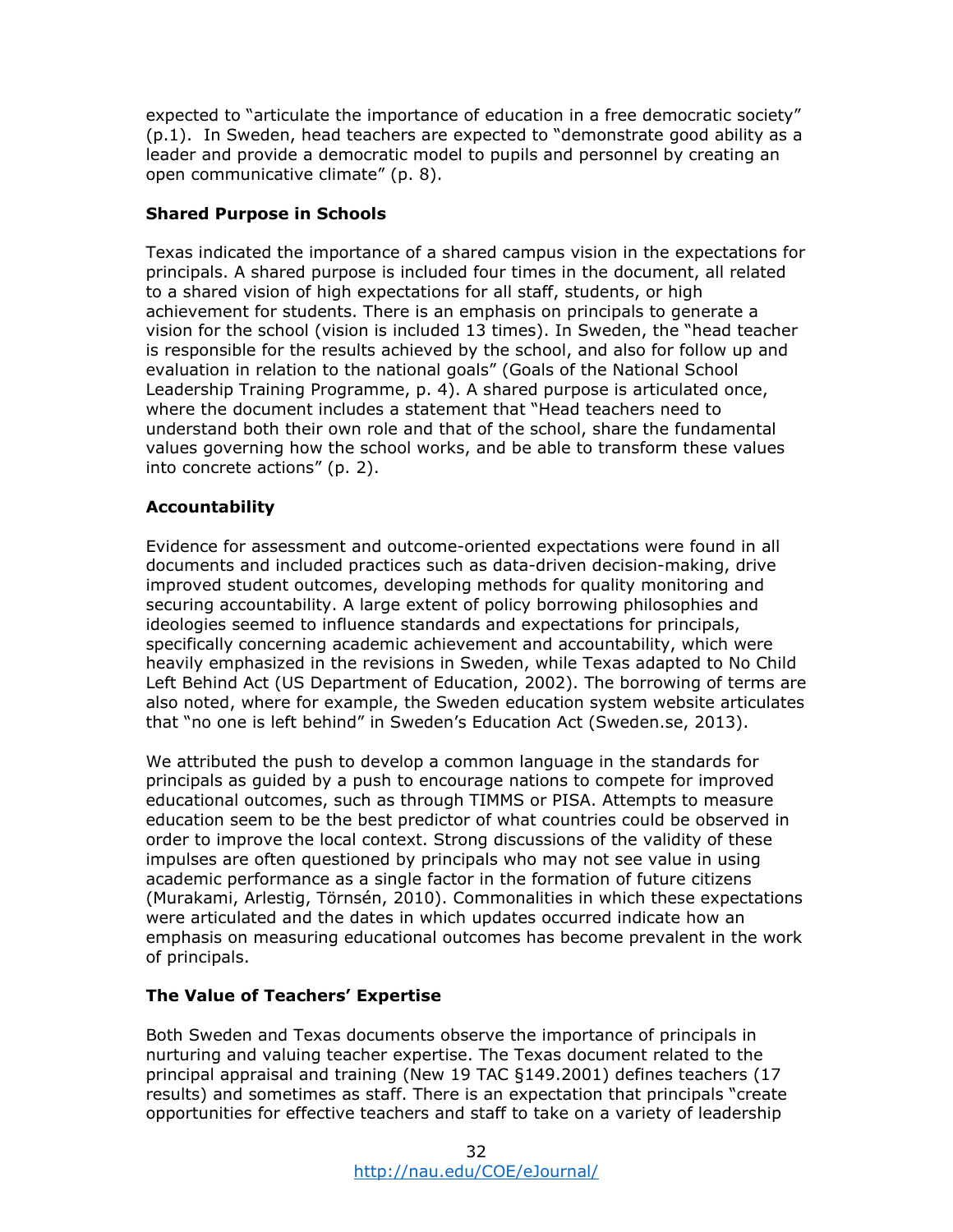expected to “articulate the importance of education in a free democratic society” (p.1). In Sweden, head teachers are expected to “demonstrate good ability as a leader and provide a democratic model to pupils and personnel by creating an open communicative climate” (p. 8).

### Shared Purpose in Schools

Texas indicated the importance of a shared campus vision in the expectations for principals. A shared purpose is included four times in the document, all related to a shared vision of high expectations for all staff, students, or high achievement for students. There is an emphasis on principals to generate a vision for the school (vision is included 13 times). In Sweden, the “head teacher is responsible for the results achieved by the school, and also for follow up and evaluation in relation to the national goals” (Goals of the National School Leadership Training Programme, p. 4). A shared purpose is articulated once, where the document includes a statement that “Head teachers need to understand both their own role and that of the school, share the fundamental values governing how the school works, and be able to transform these values into concrete actions” (p. 2).

### Accountability

Evidence for assessment and outcome-oriented expectations were found in all documents and included practices such as data-driven decision-making, drive improved student outcomes, developing methods for quality monitoring and securing accountability. A large extent of policy borrowing philosophies and ideologies seemed to influence standards and expectations for principals, specifically concerning academic achievement and accountability, which were heavily emphasized in the revisions in Sweden, while Texas adapted to No Child Left Behind Act (US Department of Education, 2002). The borrowing of terms are also noted, where for example, the Sweden education system website articulates that “no one is left behind” in Sweden’s Education Act (Sweden.se, 2013).

We attributed the push to develop a common language in the standards for principals as guided by a push to encourage nations to compete for improved educational outcomes, such as through TIMMS or PISA. Attempts to measure education seem to be the best predictor of what countries could be observed in order to improve the local context. Strong discussions of the validity of these impulses are often questioned by principals who may not see value in using academic performance as a single factor in the formation of future citizens (Murakami, Arlestig, Törnsén, 2010). Commonalities in which these expectations were articulated and the dates in which updates occurred indicate how an emphasis on measuring educational outcomes has become prevalent in the work of principals.

### The Value of Teachers’ Expertise

Both Sweden and Texas documents observe the importance of principals in nurturing and valuing teacher expertise. The Texas document related to the principal appraisal and training (New 19 TAC §149.2001) defines teachers (17 results) and sometimes as staff. There is an expectation that principals “create opportunities for effective teachers and staff to take on a variety of leadership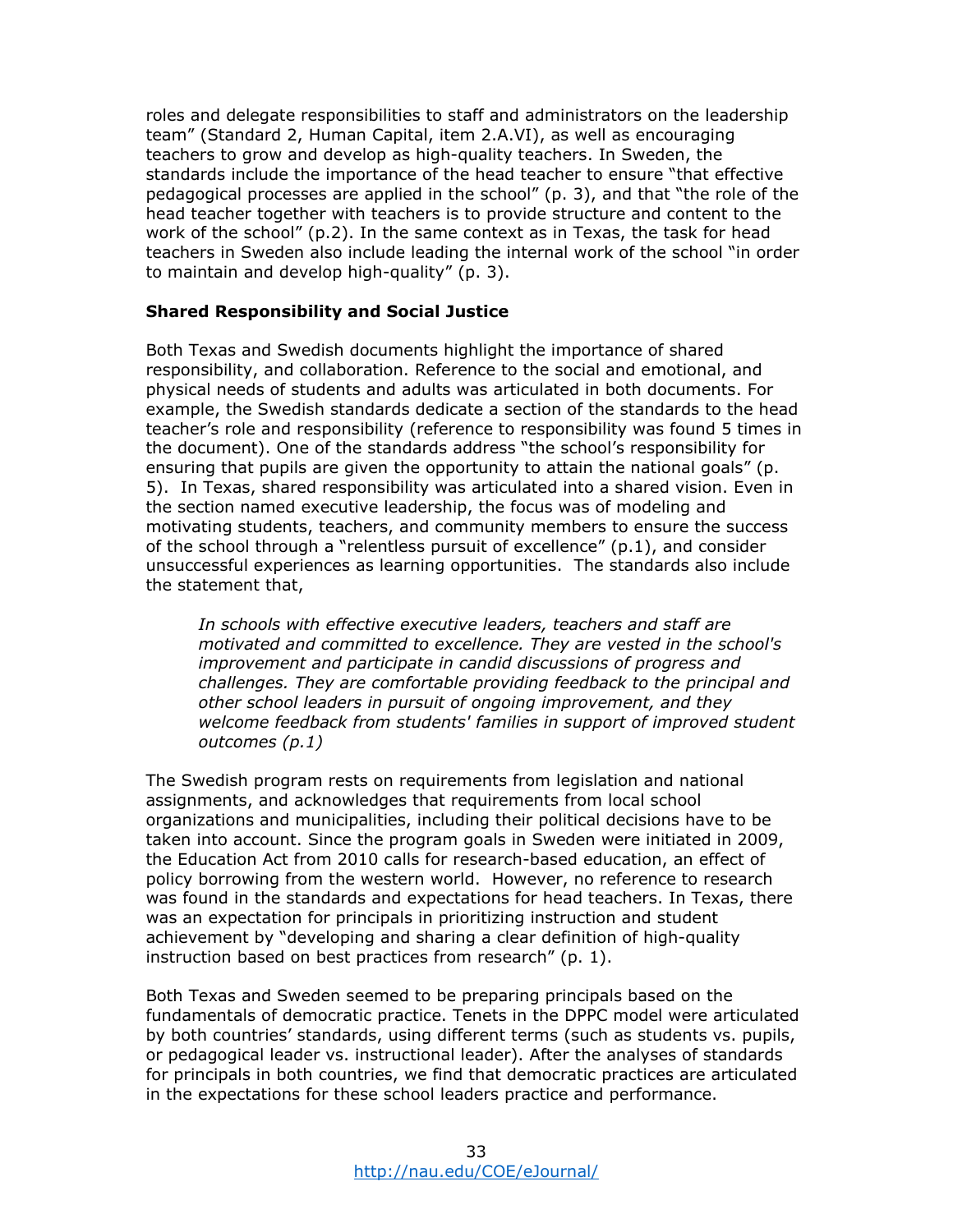roles and delegate responsibilities to staff and administrators on the leadership team" (Standard 2, Human Capital, item 2.A.VI), as well as encouraging teachers to grow and develop as high-quality teachers. In Sweden, the standards include the importance of the head teacher to ensure "that effective pedagogical processes are applied in the school" (p. 3), and that "the role of the head teacher together with teachers is to provide structure and content to the work of the school" (p.2). In the same context as in Texas, the task for head teachers in Sweden also include leading the internal work of the school "in order to maintain and develop high-quality" (p. 3).

**Shared Responsibility and Social Justice**

Both Texas and Swedish documents highlight the importance of shared responsibility, and collaboration. Reference to the social and emotional, and physical needs of students and adults was articulated in both documents. For example, the Swedish standards dedicate a section of the standards to the head teacher's role and responsibility (reference to responsibility was found 5 times in the document). One of the standards address "the school's responsibility for ensuring that pupils are given the opportunity to attain the national goals" (p. 5). In Texas, shared responsibility was articulated into a shared vision. Even in the section named executive leadership, the focus was of modeling and motivating students, teachers, and community members to ensure the success of the school through a "relentless pursuit of excellence" (p.1), and consider unsuccessful experiences as learning opportunities. The standards also include the statement that,

> *In schools with effective executive leaders, teachers and staff are motivated and committed to excellence. They are vested in the school's improvement and participate in candid discussions of progress and challenges. They are comfortable providing feedback to the principal and other school leaders in pursuit of ongoing improvement, and they welcome feedback from students' families in support of improved student outcomes (p.1)*

The Swedish program rests on requirements from legislation and national assignments, and acknowledges that requirements from local school organizations and municipalities, including their political decisions have to be taken into account. Since the program goals in Sweden were initiated in 2009, the Education Act from 2010 calls for research-based education, an effect of policy borrowing from the western world. However, no reference to research was found in the standards and expectations for head teachers. In Texas, there was an expectation for principals in prioritizing instruction and student achievement by "developing and sharing a clear definition of high-quality instruction based on best practices from research" (p. 1).

Both Texas and Sweden seemed to be preparing principals based on the fundamentals of democratic practice. Tenets in the DPPC model were articulated by both countries' standards, using different terms (such as students vs. pupils, or pedagogical leader vs. instructional leader). After the analyses of standards for principals in both countries, we find that democratic practices are articulated in the expectations for these school leaders practice and performance.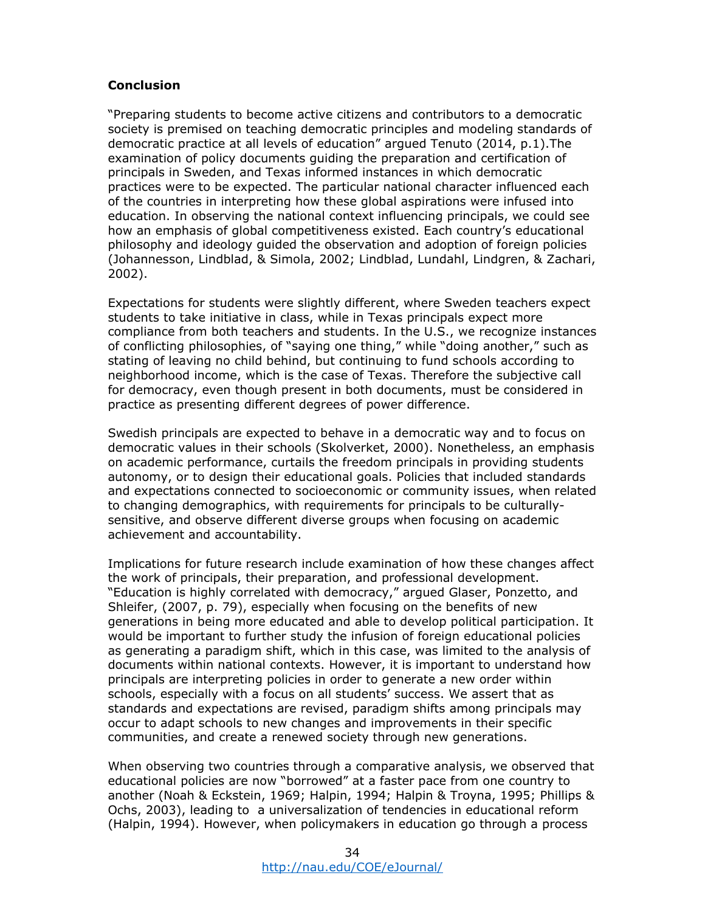**Conclusion**

"Preparing students to become active citizens and contributors to a democratic society is premised on teaching democratic principles and modeling standards of democratic practice at all levels of education" argued Tenuto (2014, p.1).The examination of policy documents guiding the preparation and certification of principals in Sweden, and Texas informed instances in which democratic practices were to be expected. The particular national character influenced each of the countries in interpreting how these global aspirations were infused into education. In observing the national context influencing principals, we could see how an emphasis of global competitiveness existed. Each country's educational philosophy and ideology guided the observation and adoption of foreign policies (Johannesson, Lindblad, & Simola, 2002; Lindblad, Lundahl, Lindgren, & Zachari, 2002).

Expectations for students were slightly different, where Sweden teachers expect students to take initiative in class, while in Texas principals expect more compliance from both teachers and students. In the U.S., we recognize instances of conflicting philosophies, of "saying one thing," while "doing another," such as stating of leaving no child behind, but continuing to fund schools according to neighborhood income, which is the case of Texas. Therefore the subjective call for democracy, even though present in both documents, must be considered in practice as presenting different degrees of power difference.

Swedish principals are expected to behave in a democratic way and to focus on democratic values in their schools (Skolverket, 2000). Nonetheless, an emphasis on academic performance, curtails the freedom principals in providing students autonomy, or to design their educational goals. Policies that included standards and expectations connected to socioeconomic or community issues, when related to changing demographics, with requirements for principals to be culturally-sensitive, and observe different diverse groups when focusing on academic achievement and accountability.

Implications for future research include examination of how these changes affect the work of principals, their preparation, and professional development. "Education is highly correlated with democracy," argued Glaser, Ponzetto, and Shleifer, (2007, p. 79), especially when focusing on the benefits of new generations in being more educated and able to develop political participation. It would be important to further study the infusion of foreign educational policies as generating a paradigm shift, which in this case, was limited to the analysis of documents within national contexts. However, it is important to understand how principals are interpreting policies in order to generate a new order within schools, especially with a focus on all students' success. We assert that as standards and expectations are revised, paradigm shifts among principals may occur to adapt schools to new changes and improvements in their specific communities, and create a renewed society through new generations.

When observing two countries through a comparative analysis, we observed that educational policies are now "borrowed" at a faster pace from one country to another (Noah & Eckstein, 1969; Halpin, 1994; Halpin & Troyna, 1995; Phillips & Ochs, 2003), leading to a universalization of tendencies in educational reform (Halpin, 1994). However, when policymakers in education go through a process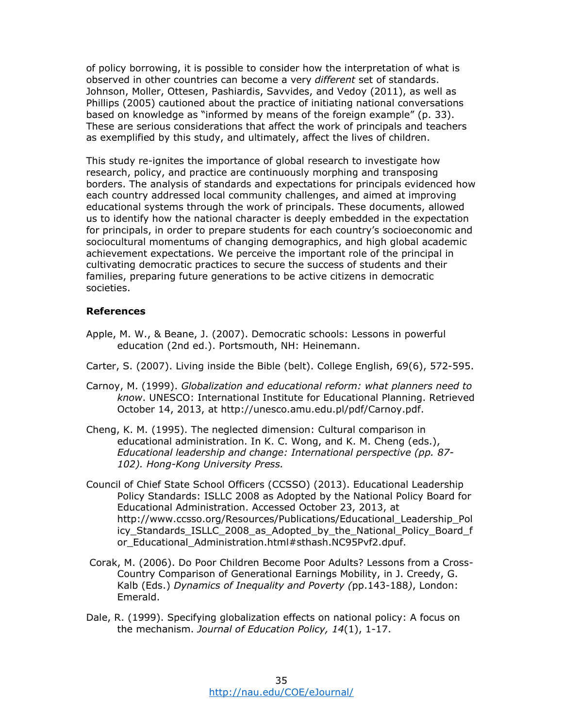of policy borrowing, it is possible to consider how the interpretation of what is observed in other countries can become a very *different* set of standards. Johnson, Moller, Ottesen, Pashiardis, Savvides, and Vedoy (2011), as well as Phillips (2005) cautioned about the practice of initiating national conversations based on knowledge as "informed by means of the foreign example" (p. 33). These are serious considerations that affect the work of principals and teachers as exemplified by this study, and ultimately, affect the lives of children.

This study re-ignites the importance of global research to investigate how research, policy, and practice are continuously morphing and transposing borders. The analysis of standards and expectations for principals evidenced how each country addressed local community challenges, and aimed at improving educational systems through the work of principals. These documents, allowed us to identify how the national character is deeply embedded in the expectation for principals, in order to prepare students for each country's socioeconomic and sociocultural momentums of changing demographics, and high global academic achievement expectations. We perceive the important role of the principal in cultivating democratic practices to secure the success of students and their families, preparing future generations to be active citizens in democratic societies.

**References**

Apple, M. W., & Beane, J. (2007). Democratic schools: Lessons in powerful education (2nd ed.). Portsmouth, NH: Heinemann.

Carter, S. (2007). Living inside the Bible (belt). College English, 69(6), 572-595.

Carnoy, M. (1999). *Globalization and educational reform: what planners need to know*. UNESCO: International Institute for Educational Planning. Retrieved October 14, 2013, at http://unesco.amu.edu.pl/pdf/Carnoy.pdf.

Cheng, K. M. (1995). The neglected dimension: Cultural comparison in educational administration. In K. C. Wong, and K. M. Cheng (eds.), *Educational leadership and change: International perspective (pp. 87-102). Hong-Kong University Press.*

Council of Chief State School Officers (CCSSO) (2013). Educational Leadership Policy Standards: ISLLC 2008 as Adopted by the National Policy Board for Educational Administration. Accessed October 23, 2013, at http://www.ccsso.org/Resources/Publications/Educational_Leadership_Policy_Standards_ISLLC_2008_as_Adopted_by_the_National_Policy_Board_for_Educational_Administration.html#sthash.NC95Pvf2.dpuf.

Corak, M. (2006). Do Poor Children Become Poor Adults? Lessons from a Cross-Country Comparison of Generational Earnings Mobility, in J. Creedy, G. Kalb (Eds.) *Dynamics of Inequality and Poverty (*pp.143-188*)*, London: Emerald.

Dale, R. (1999). Specifying globalization effects on national policy: A focus on the mechanism. *Journal of Education Policy, 14*(1), 1-17.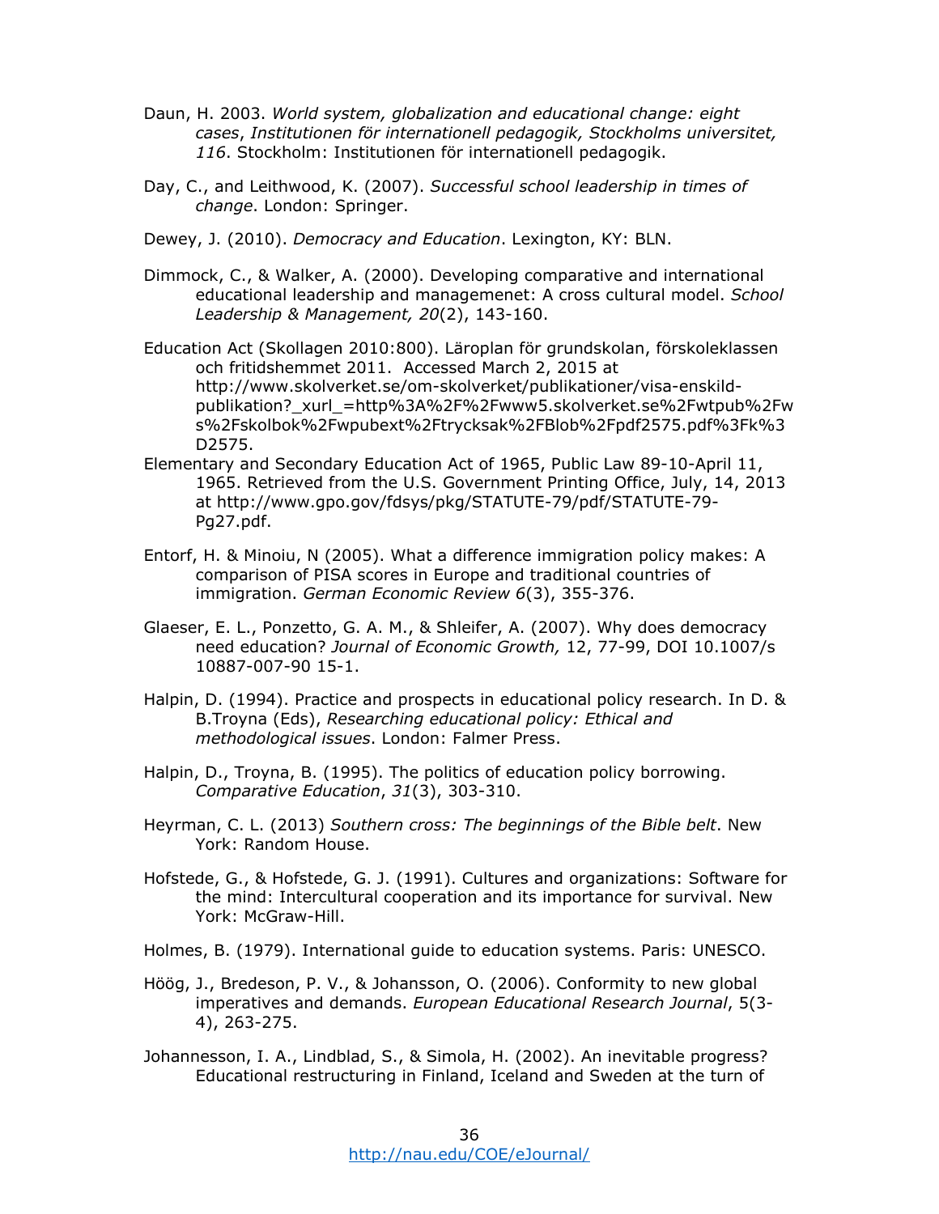Daun, H. 2003. *World system, globalization and educational change: eight cases*, *Institutionen för internationell pedagogik, Stockholms universitet, 116*. Stockholm: Institutionen för internationell pedagogik.

Day, C., and Leithwood, K. (2007). *Successful school leadership in times of change*. London: Springer.

Dewey, J. (2010). *Democracy and Education*. Lexington, KY: BLN.

Dimmock, C., & Walker, A. (2000). Developing comparative and international educational leadership and managemenet: A cross cultural model. *School Leadership & Management, 20*(2), 143-160.

Education Act (Skollagen 2010:800). Läroplan för grundskolan, förskoleklassen och fritidshemmet 2011. Accessed March 2, 2015 at http://www.skolverket.se/om-skolverket/publikationer/visa-enskild-publikation?_xurl_=http%3A%2F%2Fwww5.skolverket.se%2Fwtpub%2Fws%2Fskolbok%2Fwpubext%2Ftrycksak%2FBlob%2Fpdf2575.pdf%3Fk%3D2575.

Elementary and Secondary Education Act of 1965, Public Law 89-10-April 11, 1965. Retrieved from the U.S. Government Printing Office, July, 14, 2013 at http://www.gpo.gov/fdsys/pkg/STATUTE-79/pdf/STATUTE-79-Pg27.pdf.

Entorf, H. & Minoiu, N (2005). What a difference immigration policy makes: A comparison of PISA scores in Europe and traditional countries of immigration. *German Economic Review 6*(3), 355-376.

Glaeser, E. L., Ponzetto, G. A. M., & Shleifer, A. (2007). Why does democracy need education? *Journal of Economic Growth,* 12, 77-99, DOI 10.1007/s 10887-007-90 15-1.

Halpin, D. (1994). Practice and prospects in educational policy research. In D. & B.Troyna (Eds), *Researching educational policy: Ethical and methodological issues*. London: Falmer Press.

Halpin, D., Troyna, B. (1995). The politics of education policy borrowing. *Comparative Education*, *31*(3), 303-310.

Heyrman, C. L. (2013) *Southern cross: The beginnings of the Bible belt*. New York: Random House.

Hofstede, G., & Hofstede, G. J. (1991). Cultures and organizations: Software for the mind: Intercultural cooperation and its importance for survival. New York: McGraw-Hill.

Holmes, B. (1979). International guide to education systems. Paris: UNESCO.

Höög, J., Bredeson, P. V., & Johansson, O. (2006). Conformity to new global imperatives and demands. *European Educational Research Journal*, 5(3-4), 263-275.

Johannesson, I. A., Lindblad, S., & Simola, H. (2002). An inevitable progress? Educational restructuring in Finland, Iceland and Sweden at the turn of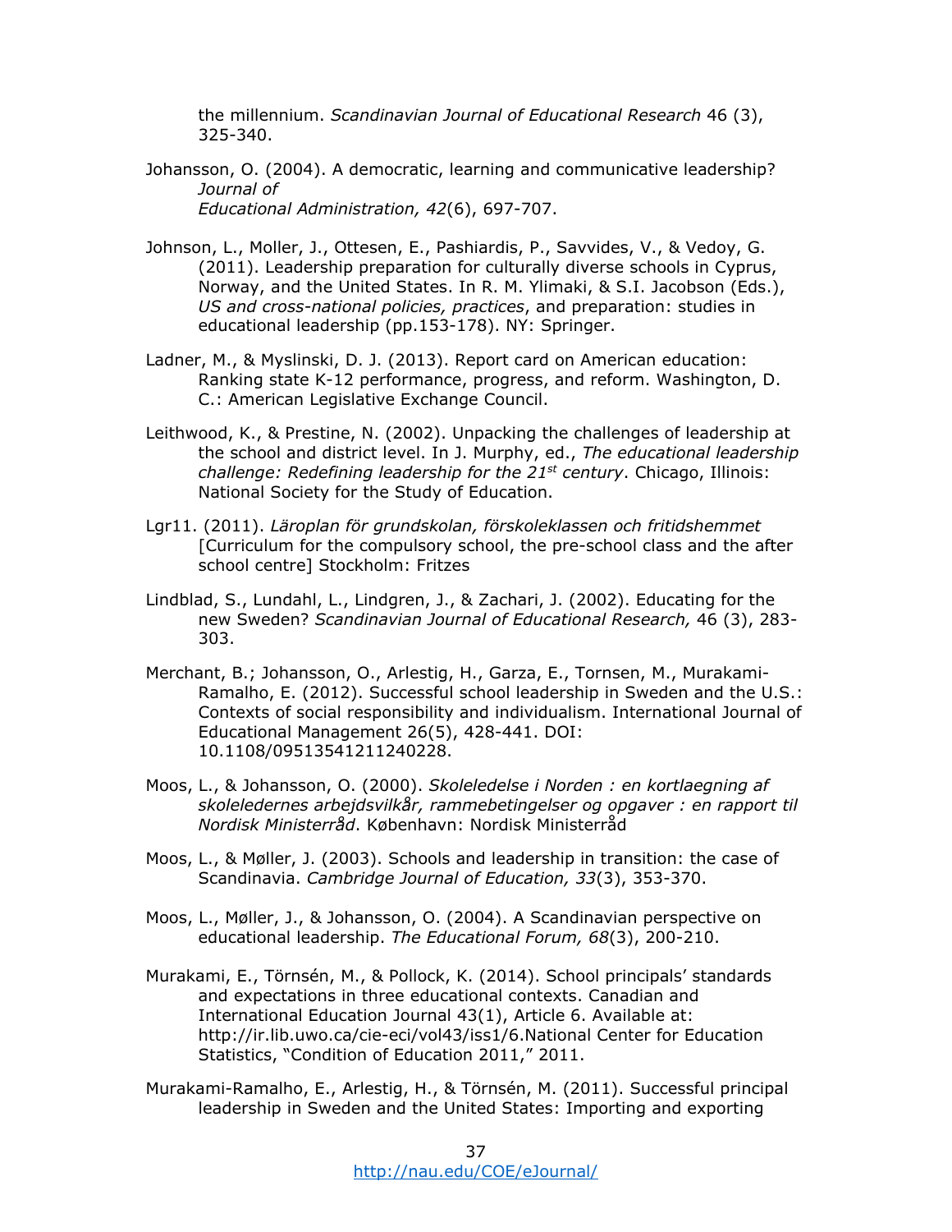the millennium. *Scandinavian Journal of Educational Research* 46 (3), 325-340.

Johansson, O. (2004). A democratic, learning and communicative leadership? *Journal of Educational Administration, 42*(6), 697-707.

Johnson, L., Moller, J., Ottesen, E., Pashiardis, P., Savvides, V., & Vedoy, G. (2011). Leadership preparation for culturally diverse schools in Cyprus, Norway, and the United States. In R. M. Ylimaki, & S.I. Jacobson (Eds.), *US and cross-national policies, practices*, and preparation: studies in educational leadership (pp.153-178). NY: Springer.

Ladner, M., & Myslinski, D. J. (2013). Report card on American education: Ranking state K-12 performance, progress, and reform. Washington, D. C.: American Legislative Exchange Council.

Leithwood, K., & Prestine, N. (2002). Unpacking the challenges of leadership at the school and district level. In J. Murphy, ed., *The educational leadership challenge: Redefining leadership for the 21st century*. Chicago, Illinois: National Society for the Study of Education.

Lgr11. (2011). *Läroplan för grundskolan, förskoleklassen och fritidshemmet* [Curriculum for the compulsory school, the pre-school class and the after school centre] Stockholm: Fritzes

Lindblad, S., Lundahl, L., Lindgren, J., & Zachari, J. (2002). Educating for the new Sweden? *Scandinavian Journal of Educational Research,* 46 (3), 283-303.

Merchant, B.; Johansson, O., Arlestig, H., Garza, E., Tornsen, M., Murakami-Ramalho, E. (2012). Successful school leadership in Sweden and the U.S.: Contexts of social responsibility and individualism. International Journal of Educational Management 26(5), 428-441. DOI: 10.1108/09513541211240228.

Moos, L., & Johansson, O. (2000). *Skoleledelse i Norden : en kortlaegning af skoleledernes arbejdsvilkår, rammebetingelser og opgaver : en rapport til Nordisk Ministerråd*. København: Nordisk Ministerråd

Moos, L., & Møller, J. (2003). Schools and leadership in transition: the case of Scandinavia. *Cambridge Journal of Education, 33*(3), 353-370.

Moos, L., Møller, J., & Johansson, O. (2004). A Scandinavian perspective on educational leadership. *The Educational Forum, 68*(3), 200-210.

Murakami, E., Törnsén, M., & Pollock, K. (2014). School principals' standards and expectations in three educational contexts. Canadian and International Education Journal 43(1), Article 6. Available at: http://ir.lib.uwo.ca/cie-eci/vol43/iss1/6.National Center for Education Statistics, "Condition of Education 2011," 2011.

Murakami-Ramalho, E., Arlestig, H., & Törnsén, M. (2011). Successful principal leadership in Sweden and the United States: Importing and exporting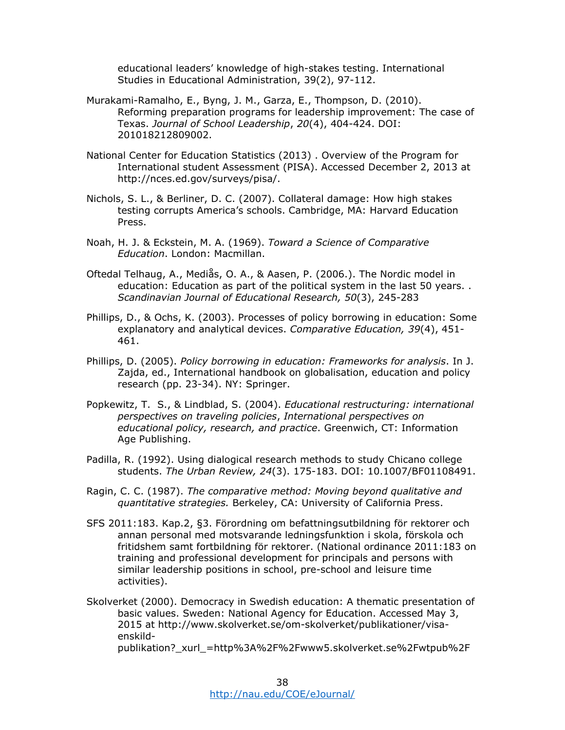educational leaders' knowledge of high-stakes testing. International Studies in Educational Administration, 39(2), 97-112.

Murakami-Ramalho, E., Byng, J. M., Garza, E., Thompson, D. (2010). Reforming preparation programs for leadership improvement: The case of Texas. *Journal of School Leadership*, *20*(4), 404-424. DOI: 201018212809002.

National Center for Education Statistics (2013) . Overview of the Program for International student Assessment (PISA). Accessed December 2, 2013 at http://nces.ed.gov/surveys/pisa/.

Nichols, S. L., & Berliner, D. C. (2007). Collateral damage: How high stakes testing corrupts America's schools. Cambridge, MA: Harvard Education Press.

Noah, H. J. & Eckstein, M. A. (1969). *Toward a Science of Comparative Education*. London: Macmillan.

Oftedal Telhaug, A., Mediås, O. A., & Aasen, P. (2006.). The Nordic model in education: Education as part of the political system in the last 50 years. . *Scandinavian Journal of Educational Research, 50*(3), 245-283

Phillips, D., & Ochs, K. (2003). Processes of policy borrowing in education: Some explanatory and analytical devices. *Comparative Education, 39*(4), 451-461.

Phillips, D. (2005). *Policy borrowing in education: Frameworks for analysis*. In J. Zajda, ed., International handbook on globalisation, education and policy research (pp. 23-34). NY: Springer.

Popkewitz, T. S., & Lindblad, S. (2004). *Educational restructuring: international perspectives on traveling policies*, *International perspectives on educational policy, research, and practice*. Greenwich, CT: Information Age Publishing.

Padilla, R. (1992). Using dialogical research methods to study Chicano college students. *The Urban Review, 24*(3). 175-183. DOI: 10.1007/BF01108491.

Ragin, C. C. (1987). *The comparative method: Moving beyond qualitative and quantitative strategies.* Berkeley, CA: University of California Press.

SFS 2011:183. Kap.2, §3. Förordning om befattningsutbildning för rektorer och annan personal med motsvarande ledningsfunktion i skola, förskola och fritidshem samt fortbildning för rektorer. (National ordinance 2011:183 on training and professional development for principals and persons with similar leadership positions in school, pre-school and leisure time activities).

Skolverket (2000). Democracy in Swedish education: A thematic presentation of basic values. Sweden: National Agency for Education. Accessed May 3, 2015 at http://www.skolverket.se/om-skolverket/publikationer/visa-enskild-publikation?_xurl_=http%3A%2F%2Fwww5.skolverket.se%2Fwtpub%2F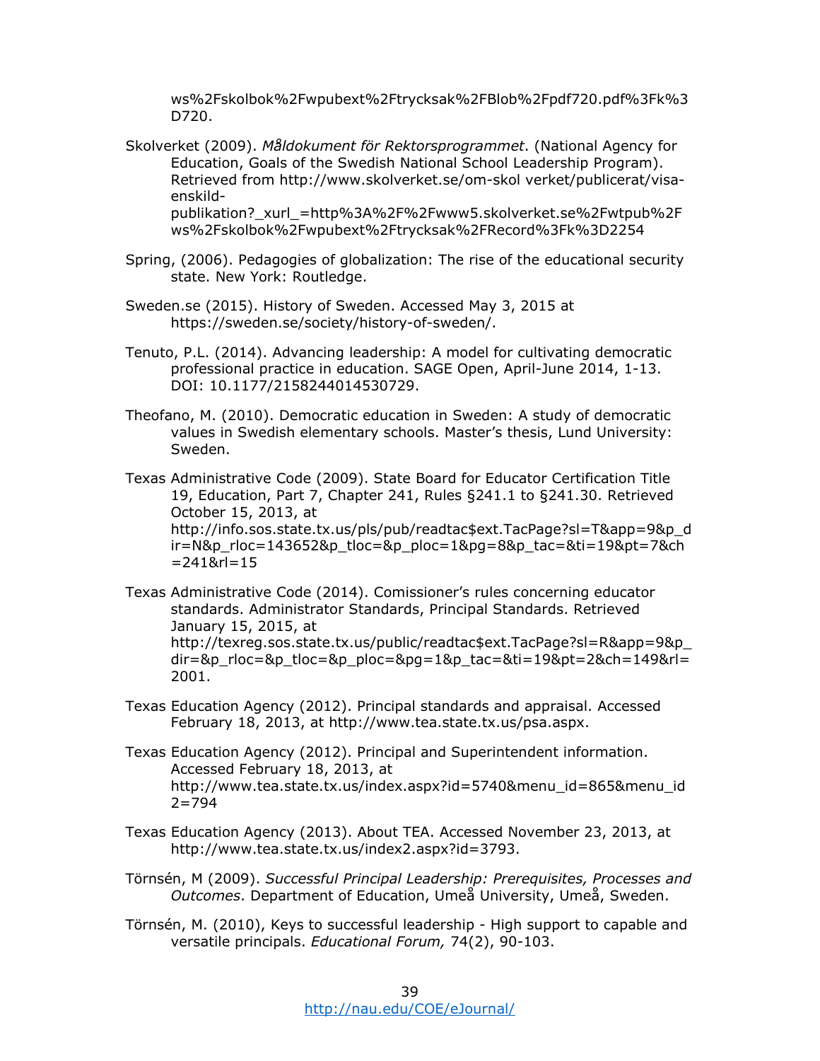ws%2Fskolbok%2Fwpubext%2Ftrycksak%2FBlob%2Fpdf720.pdf%3Fk%3D720.

Skolverket (2009). *Måldokument för Rektorsprogrammet*. (National Agency for Education, Goals of the Swedish National School Leadership Program). Retrieved from http://www.skolverket.se/om-skol verket/publicerat/visa-enskild-publikation?_xurl_=http%3A%2F%2Fwww5.skolverket.se%2Fwtpub%2Fws%2Fskolbok%2Fwpubext%2Ftrycksak%2FRecord%3Fk%3D2254

Spring, (2006). Pedagogies of globalization: The rise of the educational security state. New York: Routledge.

Sweden.se (2015). History of Sweden. Accessed May 3, 2015 at https://sweden.se/society/history-of-sweden/.

Tenuto, P.L. (2014). Advancing leadership: A model for cultivating democratic professional practice in education. SAGE Open, April-June 2014, 1-13. DOI: 10.1177/2158244014530729.

Theofano, M. (2010). Democratic education in Sweden: A study of democratic values in Swedish elementary schools. Master's thesis, Lund University: Sweden.

Texas Administrative Code (2009). State Board for Educator Certification Title 19, Education, Part 7, Chapter 241, Rules §241.1 to §241.30. Retrieved October 15, 2013, at http://info.sos.state.tx.us/pls/pub/readtac$ext.TacPage?sl=T&app=9&p_dir=N&p_rloc=143652&p_tloc=&p_ploc=1&pg=8&p_tac=&ti=19&pt=7&ch=241&rl=15

Texas Administrative Code (2014). Comissioner's rules concerning educator standards. Administrator Standards, Principal Standards. Retrieved January 15, 2015, at http://texreg.sos.state.tx.us/public/readtac$ext.TacPage?sl=R&app=9&p_dir=&p_rloc=&p_tloc=&p_ploc=&pg=1&p_tac=&ti=19&pt=2&ch=149&rl=2001.

Texas Education Agency (2012). Principal standards and appraisal. Accessed February 18, 2013, at http://www.tea.state.tx.us/psa.aspx.

Texas Education Agency (2012). Principal and Superintendent information. Accessed February 18, 2013, at http://www.tea.state.tx.us/index.aspx?id=5740&menu_id=865&menu_id2=794

Texas Education Agency (2013). About TEA. Accessed November 23, 2013, at http://www.tea.state.tx.us/index2.aspx?id=3793.

Törnsén, M (2009). *Successful Principal Leadership: Prerequisites, Processes and Outcomes*. Department of Education, Umeå University, Umeå, Sweden.

Törnsén, M. (2010), Keys to successful leadership - High support to capable and versatile principals. *Educational Forum,* 74(2), 90-103.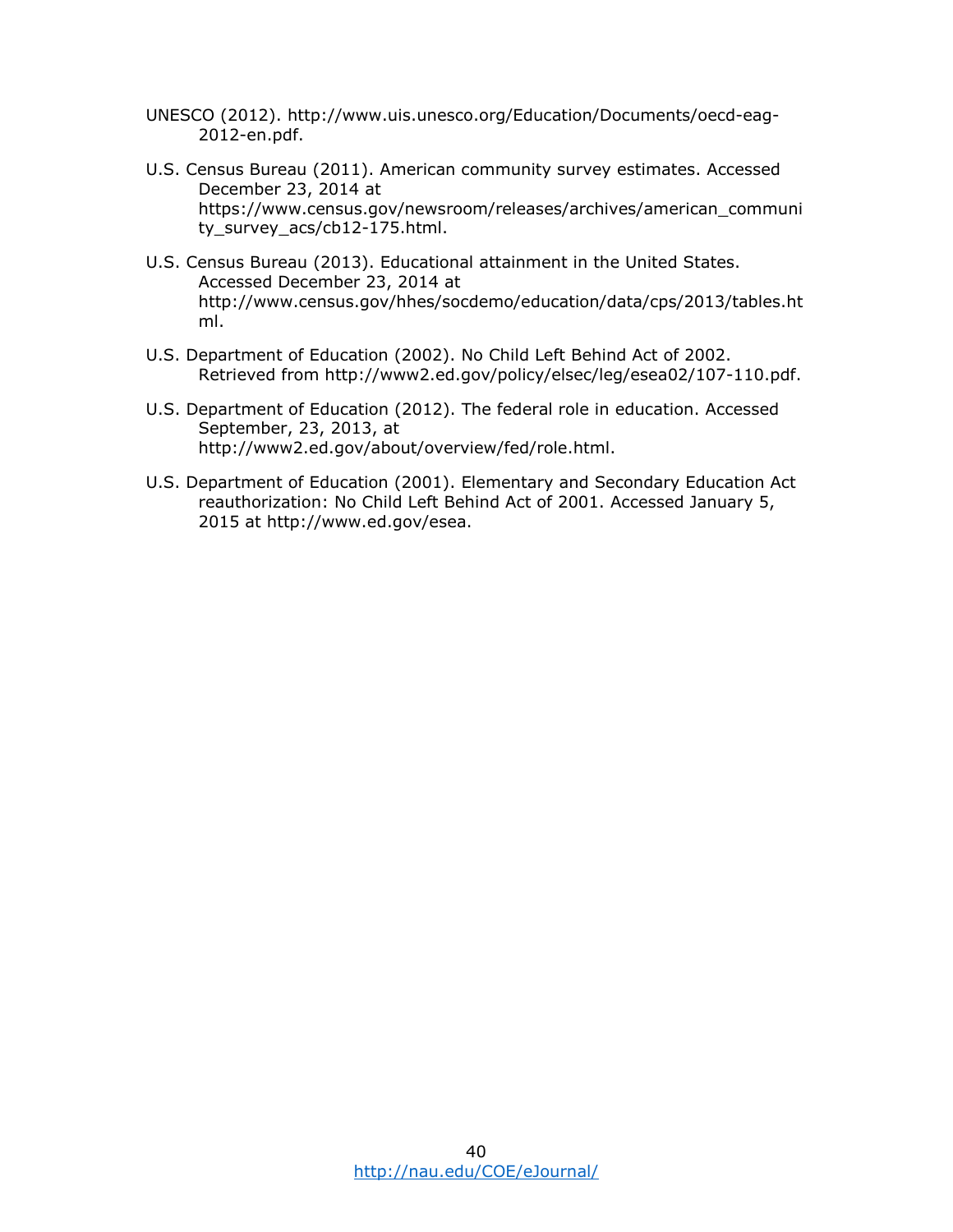UNESCO (2012). http://www.uis.unesco.org/Education/Documents/oecd-eag-2012-en.pdf.

U.S. Census Bureau (2011). American community survey estimates. Accessed December 23, 2014 at https://www.census.gov/newsroom/releases/archives/american_community_survey_acs/cb12-175.html.

U.S. Census Bureau (2013). Educational attainment in the United States. Accessed December 23, 2014 at http://www.census.gov/hhes/socdemo/education/data/cps/2013/tables.html.

U.S. Department of Education (2002). No Child Left Behind Act of 2002. Retrieved from http://www2.ed.gov/policy/elsec/leg/esea02/107-110.pdf.

U.S. Department of Education (2012). The federal role in education. Accessed September, 23, 2013, at http://www2.ed.gov/about/overview/fed/role.html.

U.S. Department of Education (2001). Elementary and Secondary Education Act reauthorization: No Child Left Behind Act of 2001. Accessed January 5, 2015 at http://www.ed.gov/esea.